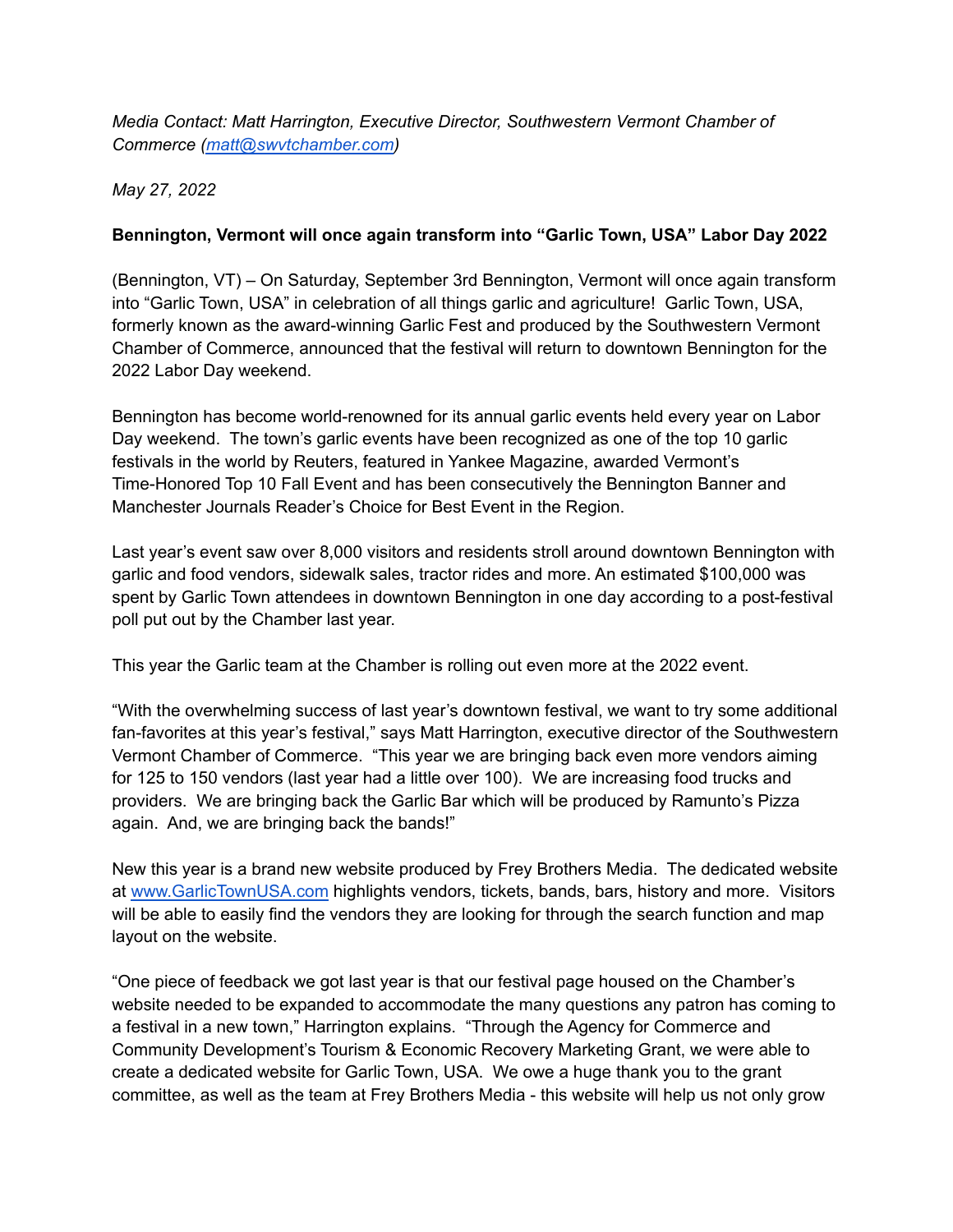*Media Contact: Matt Harrington, Executive Director, Southwestern Vermont Chamber of Commerce ([matt@swvtchamber.com](mailto:matt@swvtchamber.com))*

*May 27, 2022*

**Bennington, Vermont will once again transform into "Garlic Town, USA" Labor Day 2022**

(Bennington, VT) – On Saturday, September 3rd Bennington, Vermont will once again transform into "Garlic Town, USA" in celebration of all things garlic and agriculture! Garlic Town, USA, formerly known as the award-winning Garlic Fest and produced by the Southwestern Vermont Chamber of Commerce, announced that the festival will return to downtown Bennington for the 2022 Labor Day weekend.

Bennington has become world-renowned for its annual garlic events held every year on Labor Day weekend. The town's garlic events have been recognized as one of the top 10 garlic festivals in the world by Reuters, featured in Yankee Magazine, awarded Vermont's Time-Honored Top 10 Fall Event and has been consecutively the Bennington Banner and Manchester Journals Reader's Choice for Best Event in the Region.

Last year's event saw over 8,000 visitors and residents stroll around downtown Bennington with garlic and food vendors, sidewalk sales, tractor rides and more. An estimated $100,000 was spent by Garlic Town attendees in downtown Bennington in one day according to a post-festival poll put out by the Chamber last year.

This year the Garlic team at the Chamber is rolling out even more at the 2022 event.

"With the overwhelming success of last year's downtown festival, we want to try some additional fan-favorites at this year's festival," says Matt Harrington, executive director of the Southwestern Vermont Chamber of Commerce. "This year we are bringing back even more vendors aiming for 125 to 150 vendors (last year had a little over 100). We are increasing food trucks and providers. We are bringing back the Garlic Bar which will be produced by Ramunto's Pizza again. And, we are bringing back the bands!"

New this year is a brand new website produced by Frey Brothers Media. The dedicated website at [www.GarlicTownUSA.com](http://www.GarlicTownUSA.com) highlights vendors, tickets, bands, bars, history and more. Visitors will be able to easily find the vendors they are looking for through the search function and map layout on the website.

"One piece of feedback we got last year is that our festival page housed on the Chamber's website needed to be expanded to accommodate the many questions any patron has coming to a festival in a new town," Harrington explains. "Through the Agency for Commerce and Community Development's Tourism & Economic Recovery Marketing Grant, we were able to create a dedicated website for Garlic Town, USA. We owe a huge thank you to the grant committee, as well as the team at Frey Brothers Media - this website will help us not only grow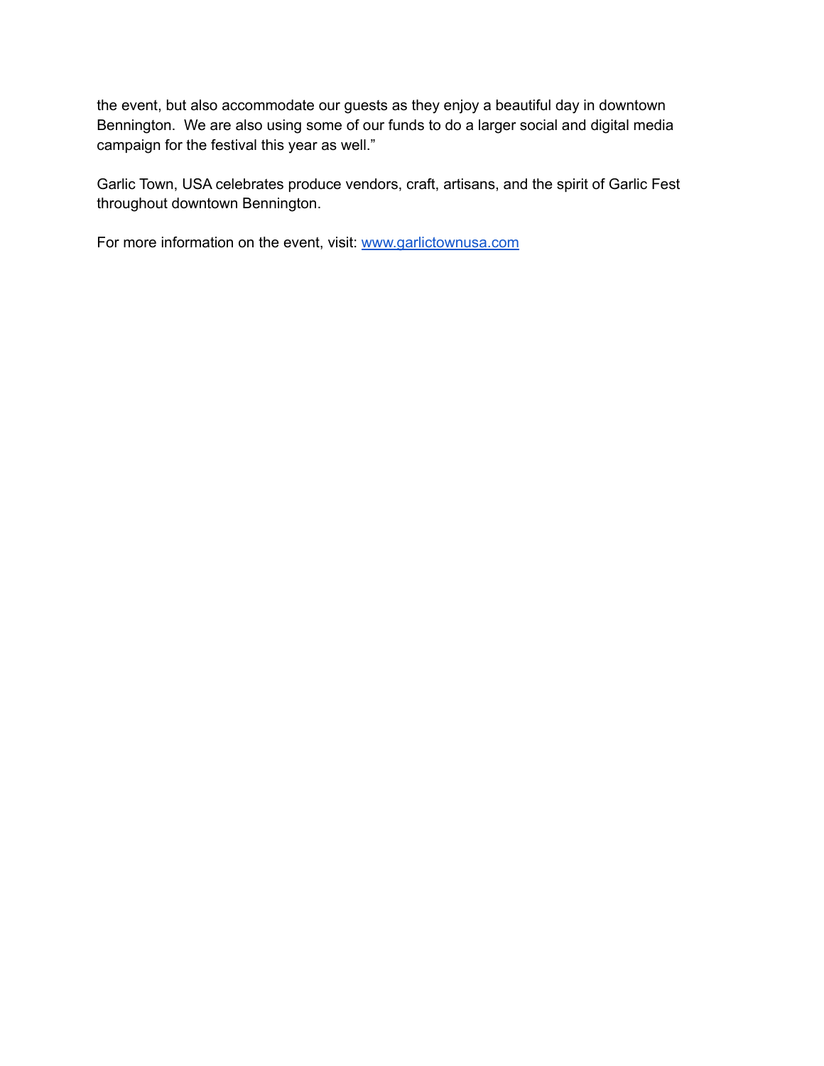the event, but also accommodate our guests as they enjoy a beautiful day in downtown Bennington. We are also using some of our funds to do a larger social and digital media campaign for the festival this year as well."

Garlic Town, USA celebrates produce vendors, craft, artisans, and the spirit of Garlic Fest throughout downtown Bennington.

For more information on the event, visit: [www.garlictownusa.com](http://www.garlictownusa.com)